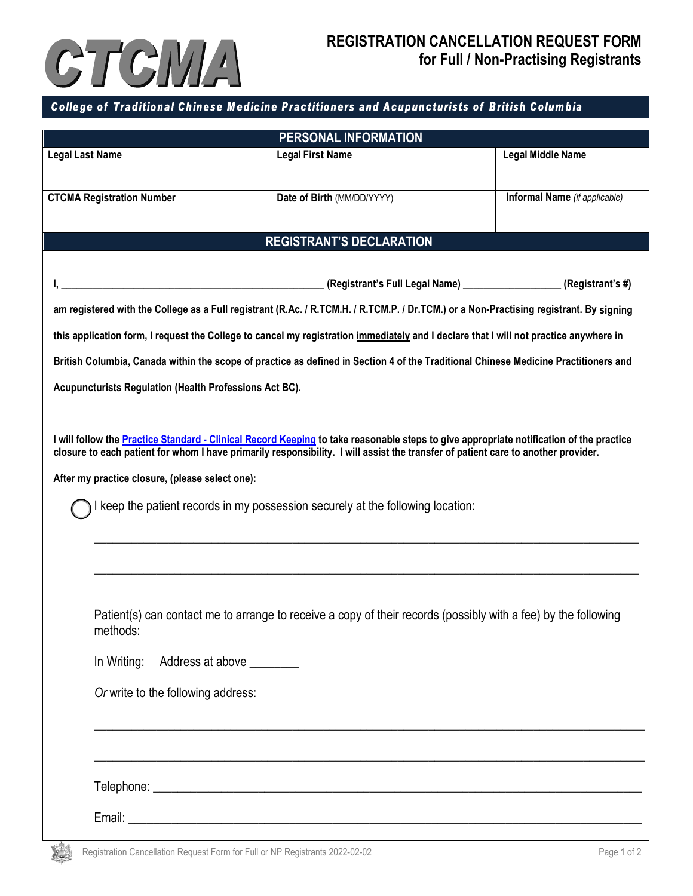# CTCMA

## REGISTRATION CANCELLATION REQUEST FORM for Full / Non-Practising Registrants

**College of Traditional Chinese Medicine Practitioners and Acupuncturists of British Columbia**

| PERSONAL INFORMATION | | |
|---|---|---|
| **Legal Last Name** | **Legal First Name** | **Legal Middle Name** |
| **CTCMA Registration Number** | **Date of Birth** (MM/DD/YYYY) | **Informal Name** *(if applicable)* |

### REGISTRANT'S DECLARATION

**I, _______________________________________________ (Registrant's Full Legal Name) __________________ (Registrant's #)**

**am registered with the College as a Full registrant (R.Ac. / R.TCM.H. / R.TCM.P. / Dr.TCM.) or a Non-Practising registrant. By signing this application form, I request the College to cancel my registration <u>immediately</u> and I declare that I will not practice anywhere in British Columbia, Canada within the scope of practice as defined in Section 4 of the Traditional Chinese Medicine Practitioners and Acupuncturists Regulation (Health Professions Act BC).**

**I will follow the Practice Standard - Clinical Record Keeping to take reasonable steps to give appropriate notification of the practice closure to each patient for whom I have primarily responsibility. I will assist the transfer of patient care to another provider.**

**After my practice closure, (please select one):**

◯ I keep the patient records in my possession securely at the following location:

_______________________________________________________________________________

_______________________________________________________________________________

Patient(s) can contact me to arrange to receive a copy of their records (possibly with a fee) by the following methods:

In Writing: Address at above ________

*Or* write to the following address:

_______________________________________________________________________________

_______________________________________________________________________________

Telephone: _____________________________________________________________________

Email: _________________________________________________________________________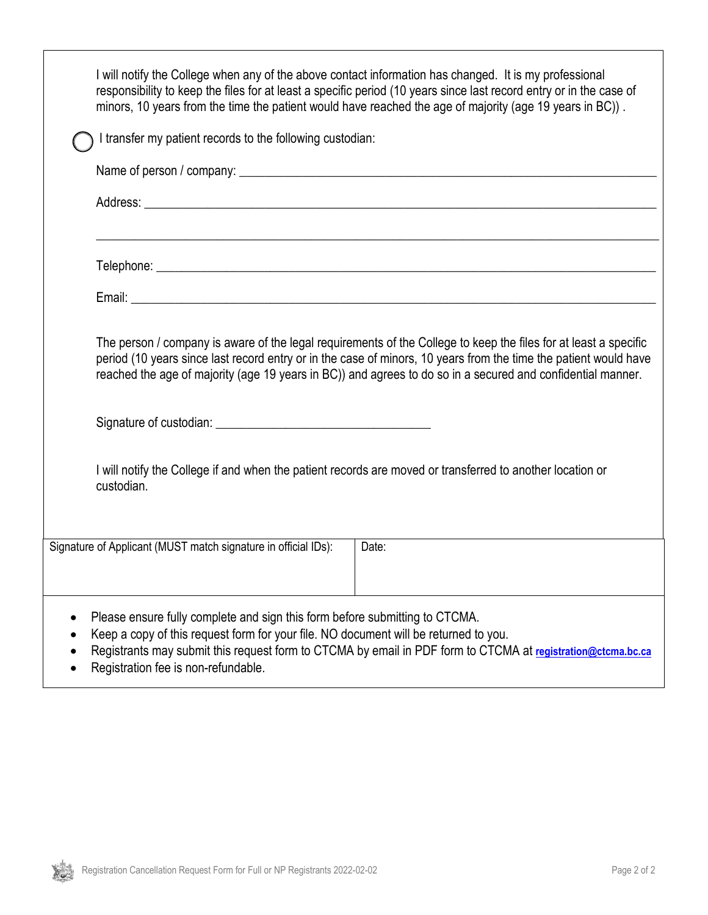I will notify the College when any of the above contact information has changed. It is my professional responsibility to keep the files for at least a specific period (10 years since last record entry or in the case of minors, 10 years from the time the patient would have reached the age of majority (age 19 years in BC)) .

◯ I transfer my patient records to the following custodian:

Name of person / company: ___________________________________________

Address: ___________________________________________

___________________________________________

Telephone: ___________________________________________

Email: ___________________________________________

The person / company is aware of the legal requirements of the College to keep the files for at least a specific period (10 years since last record entry or in the case of minors, 10 years from the time the patient would have reached the age of majority (age 19 years in BC)) and agrees to do so in a secured and confidential manner.

Signature of custodian: ______________________________

I will notify the College if and when the patient records are moved or transferred to another location or custodian.

| | |
|---|---|
| Signature of Applicant (MUST match signature in official IDs): | Date: |

- Please ensure fully complete and sign this form before submitting to CTCMA.
- Keep a copy of this request form for your file. NO document will be returned to you.
- Registrants may submit this request form to CTCMA by email in PDF form to CTCMA at **registration@ctcma.bc.ca**
- Registration fee is non-refundable.